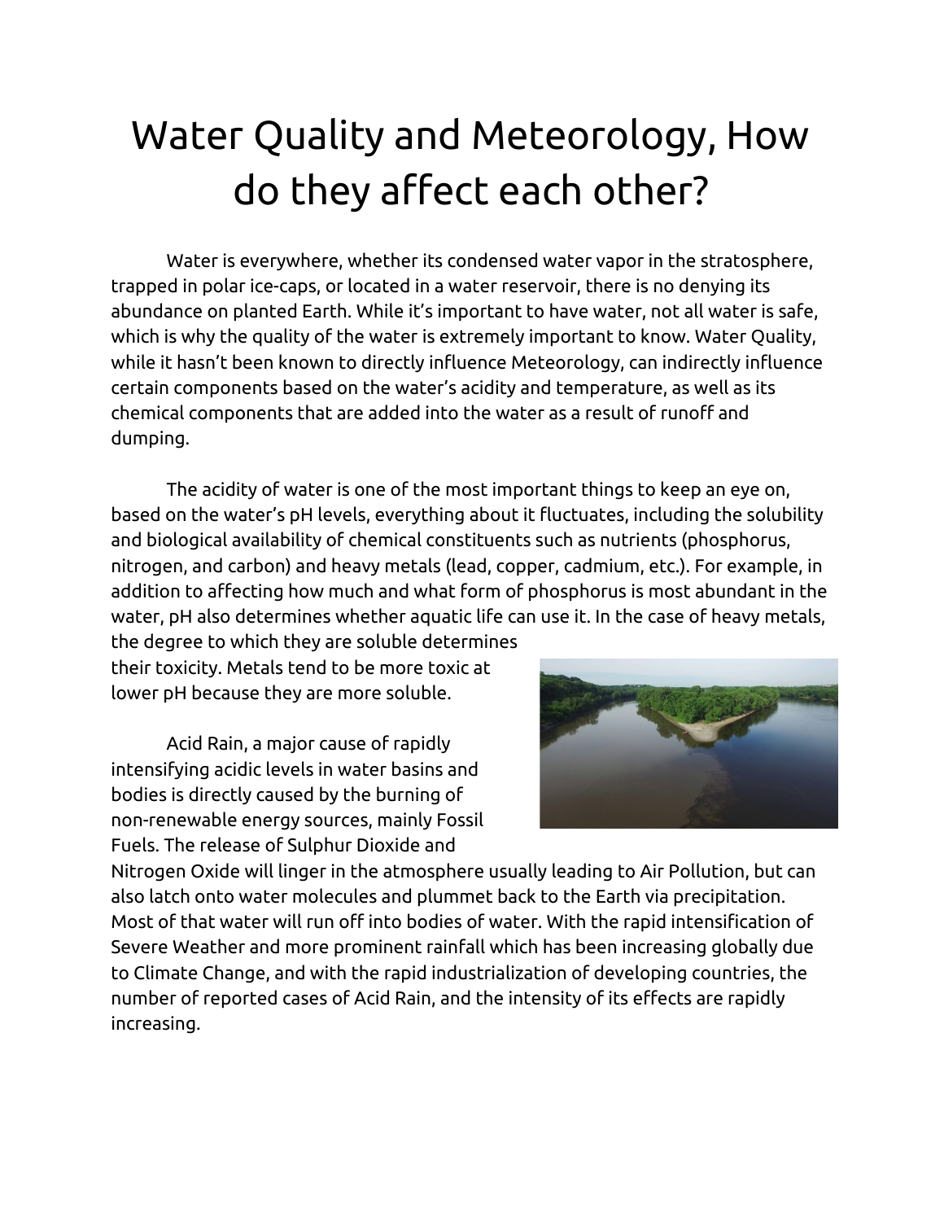# Water Quality and Meteorology, How do they affect each other?

Water is everywhere, whether its condensed water vapor in the stratosphere, trapped in polar ice-caps, or located in a water reservoir, there is no denying its abundance on planted Earth. While it's important to have water, not all water is safe, which is why the quality of the water is extremely important to know. Water Quality, while it hasn't been known to directly influence Meteorology, can indirectly influence certain components based on the water's acidity and temperature, as well as its chemical components that are added into the water as a result of runoff and dumping.

The acidity of water is one of the most important things to keep an eye on, based on the water's pH levels, everything about it fluctuates, including the solubility and biological availability of chemical constituents such as nutrients (phosphorus, nitrogen, and carbon) and heavy metals (lead, copper, cadmium, etc.). For example, in addition to affecting how much and what form of phosphorus is most abundant in the water, pH also determines whether aquatic life can use it. In the case of heavy metals, the degree to which they are soluble determines their toxicity. Metals tend to be more toxic at lower pH because they are more soluble.

Acid Rain, a major cause of rapidly intensifying acidic levels in water basins and bodies is directly caused by the burning of non-renewable energy sources, mainly Fossil Fuels. The release of Sulphur Dioxide and Nitrogen Oxide will linger in the atmosphere usually leading to Air Pollution, but can also latch onto water molecules and plummet back to the Earth via precipitation. Most of that water will run off into bodies of water. With the rapid intensification of Severe Weather and more prominent rainfall which has been increasing globally due to Climate Change, and with the rapid industrialization of developing countries, the number of reported cases of Acid Rain, and the intensity of its effects are rapidly increasing.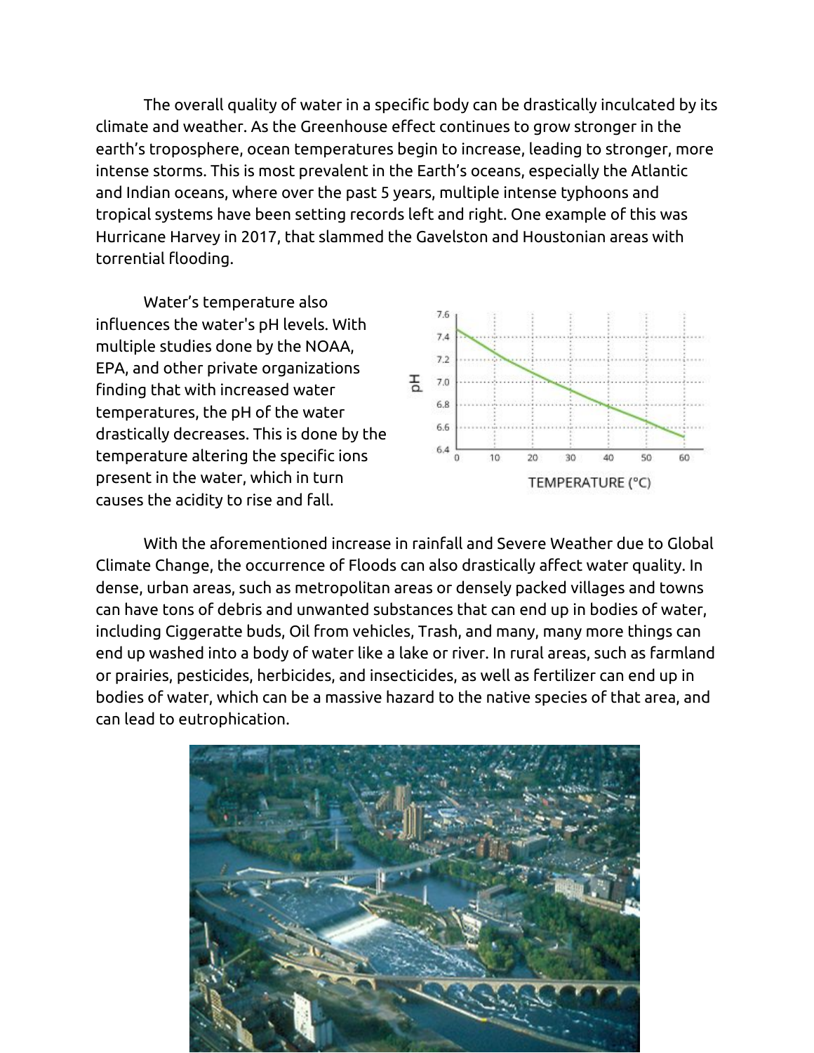The overall quality of water in a specific body can be drastically inculcated by its climate and weather. As the Greenhouse effect continues to grow stronger in the earth's troposphere, ocean temperatures begin to increase, leading to stronger, more intense storms. This is most prevalent in the Earth's oceans, especially the Atlantic and Indian oceans, where over the past 5 years, multiple intense typhoons and tropical systems have been setting records left and right. One example of this was Hurricane Harvey in 2017, that slammed the Gavelston and Houstonian areas with torrential flooding.

Water's temperature also influences the water's pH levels. With multiple studies done by the NOAA, EPA, and other private organizations finding that with increased water temperatures, the pH of the water drastically decreases. This is done by the temperature altering the specific ions present in the water, which in turn causes the acidity to rise and fall.

With the aforementioned increase in rainfall and Severe Weather due to Global Climate Change, the occurrence of Floods can also drastically affect water quality. In dense, urban areas, such as metropolitan areas or densely packed villages and towns can have tons of debris and unwanted substances that can end up in bodies of water, including Ciggeratte buds, Oil from vehicles, Trash, and many, many more things can end up washed into a body of water like a lake or river. In rural areas, such as farmland or prairies, pesticides, herbicides, and insecticides, as well as fertilizer can end up in bodies of water, which can be a massive hazard to the native species of that area, and can lead to eutrophication.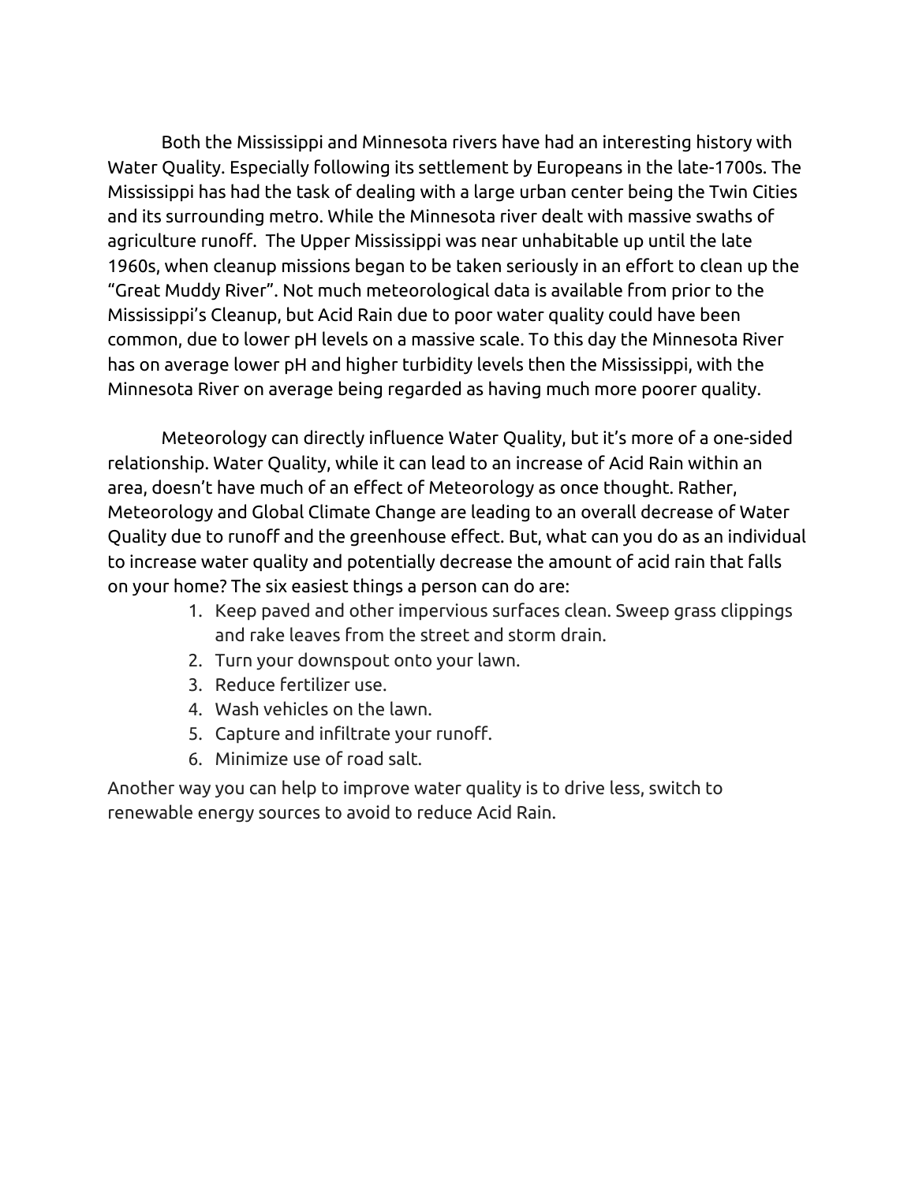Both the Mississippi and Minnesota rivers have had an interesting history with Water Quality. Especially following its settlement by Europeans in the late-1700s. The Mississippi has had the task of dealing with a large urban center being the Twin Cities and its surrounding metro. While the Minnesota river dealt with massive swaths of agriculture runoff.  The Upper Mississippi was near unhabitable up until the late 1960s, when cleanup missions began to be taken seriously in an effort to clean up the "Great Muddy River". Not much meteorological data is available from prior to the Mississippi's Cleanup, but Acid Rain due to poor water quality could have been common, due to lower pH levels on a massive scale. To this day the Minnesota River has on average lower pH and higher turbidity levels then the Mississippi, with the Minnesota River on average being regarded as having much more poorer quality.

Meteorology can directly influence Water Quality, but it's more of a one-sided relationship. Water Quality, while it can lead to an increase of Acid Rain within an area, doesn't have much of an effect of Meteorology as once thought. Rather, Meteorology and Global Climate Change are leading to an overall decrease of Water Quality due to runoff and the greenhouse effect. But, what can you do as an individual to increase water quality and potentially decrease the amount of acid rain that falls on your home? The six easiest things a person can do are:

1. Keep paved and other impervious surfaces clean. Sweep grass clippings and rake leaves from the street and storm drain.
2. Turn your downspout onto your lawn.
3. Reduce fertilizer use.
4. Wash vehicles on the lawn.
5. Capture and infiltrate your runoff.
6. Minimize use of road salt.

Another way you can help to improve water quality is to drive less, switch to renewable energy sources to avoid to reduce Acid Rain.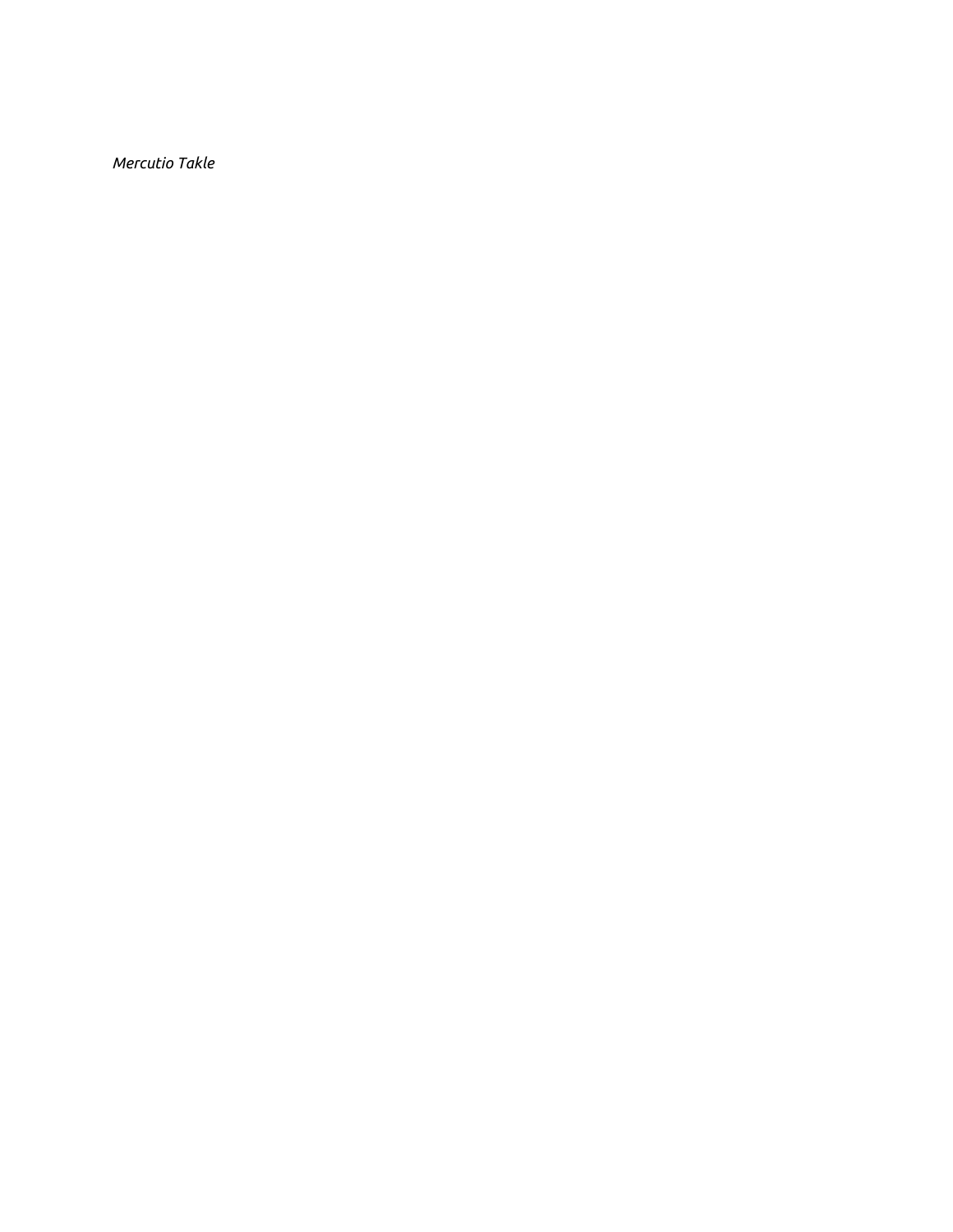*Mercutio Takle*